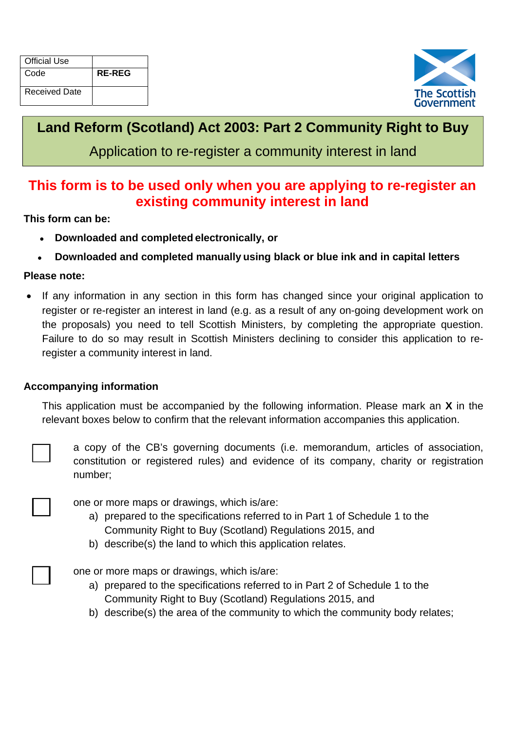| Official Use | |
|---|---|
| Code | **RE-REG** |
| Received Date | |

The Scottish Government

# Land Reform (Scotland) Act 2003: Part 2 Community Right to Buy

## Application to re-register a community interest in land

**This form is to be used only when you are applying to re-register an existing community interest in land**

**This form can be:**

- **Downloaded and completed electronically, or**
- **Downloaded and completed manually using black or blue ink and in capital letters**

**Please note:**

- If any information in any section in this form has changed since your original application to register or re-register an interest in land (e.g. as a result of any on-going development work on the proposals) you need to tell Scottish Ministers, by completing the appropriate question. Failure to do so may result in Scottish Ministers declining to consider this application to re-register a community interest in land.

**Accompanying information**

This application must be accompanied by the following information. Please mark an **X** in the relevant boxes below to confirm that the relevant information accompanies this application.

☐ a copy of the CB's governing documents (i.e. memorandum, articles of association, constitution or registered rules) and evidence of its company, charity or registration number;

☐ one or more maps or drawings, which is/are:
  a) prepared to the specifications referred to in Part 1 of Schedule 1 to the Community Right to Buy (Scotland) Regulations 2015, and
  b) describe(s) the land to which this application relates.

☐ one or more maps or drawings, which is/are:
  a) prepared to the specifications referred to in Part 2 of Schedule 1 to the Community Right to Buy (Scotland) Regulations 2015, and
  b) describe(s) the area of the community to which the community body relates;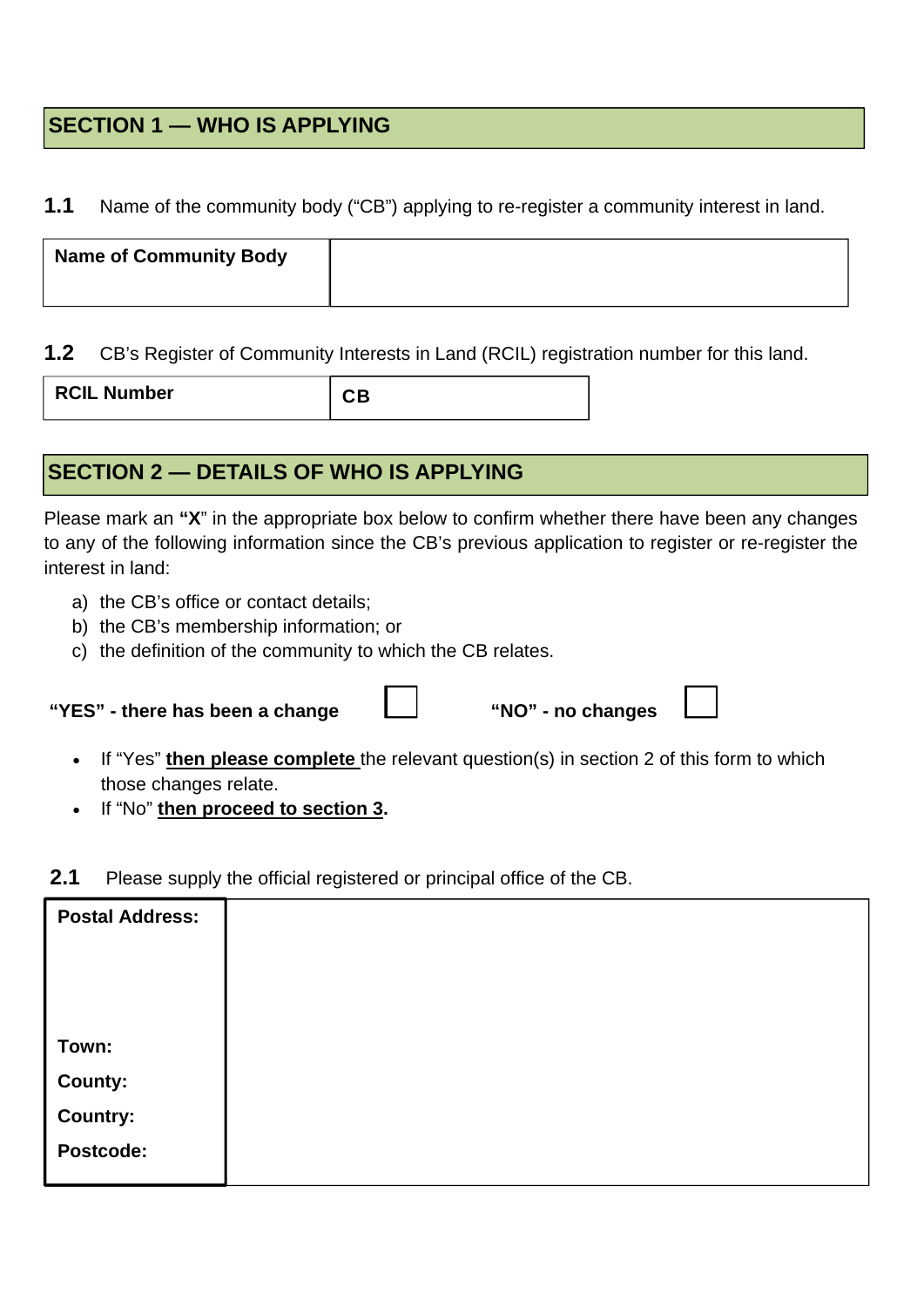## SECTION 1 — WHO IS APPLYING

**1.1** Name of the community body ("CB") applying to re-register a community interest in land.

| **Name of Community Body** | |
|---|---|

**1.2** CB's Register of Community Interests in Land (RCIL) registration number for this land.

| **RCIL Number** | **CB** |
|---|---|

## SECTION 2 — DETAILS OF WHO IS APPLYING

Please mark an **"X"** in the appropriate box below to confirm whether there have been any changes to any of the following information since the CB's previous application to register or re-register the interest in land:

a) the CB's office or contact details;
b) the CB's membership information; or
c) the definition of the community to which the CB relates.

**"YES" - there has been a change** ☐ **"NO" - no changes** ☐

- If "Yes" **then please complete** the relevant question(s) in section 2 of this form to which those changes relate.
- If "No" **then proceed to section 3.**

**2.1** Please supply the official registered or principal office of the CB.

| | |
|---|---|
| **Postal Address:** | |
| **Town:** | |
| **County:** | |
| **Country:** | |
| **Postcode:** | |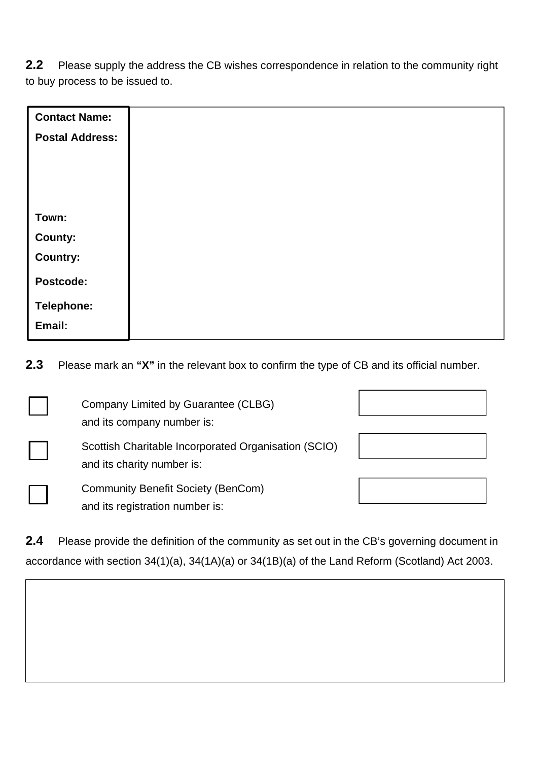**2.2** Please supply the address the CB wishes correspondence in relation to the community right to buy process to be issued to.

| | |
|---|---|
| **Contact Name:** | |
| **Postal Address:** | |
| **Town:** | |
| **County:** | |
| **Country:** | |
| **Postcode:** | |
| **Telephone:** | |
| **Email:** | |

**2.3** Please mark an **"X"** in the relevant box to confirm the type of CB and its official number.

| | | |
|---|---|---|
| ☐ | Company Limited by Guarantee (CLBG) and its company number is: | |
| ☐ | Scottish Charitable Incorporated Organisation (SCIO) and its charity number is: | |
| ☐ | Community Benefit Society (BenCom) and its registration number is: | |

**2.4** Please provide the definition of the community as set out in the CB's governing document in accordance with section 34(1)(a), 34(1A)(a) or 34(1B)(a) of the Land Reform (Scotland) Act 2003.

| |
|---|
| |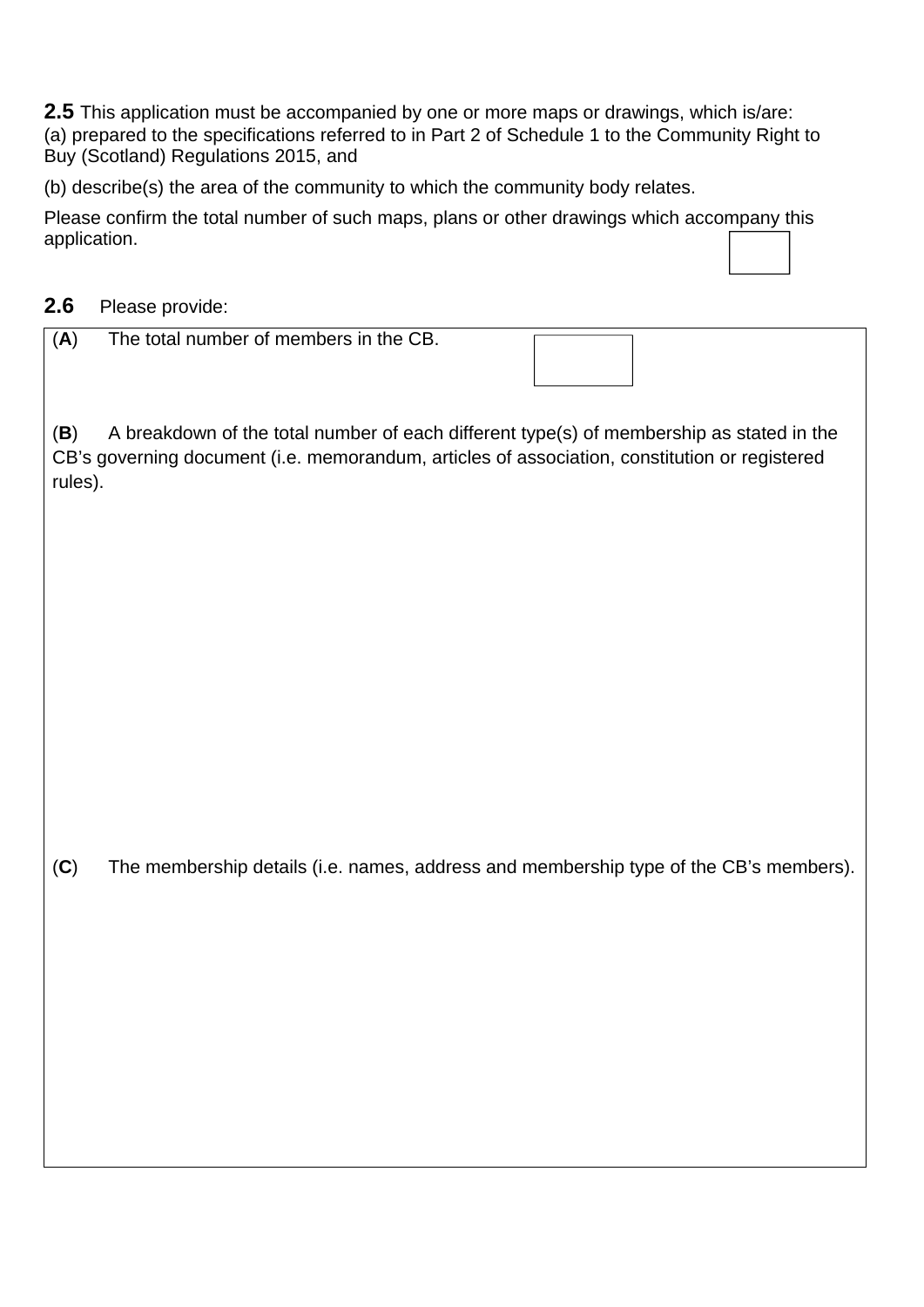**2.5** This application must be accompanied by one or more maps or drawings, which is/are:
(a) prepared to the specifications referred to in Part 2 of Schedule 1 to the Community Right to Buy (Scotland) Regulations 2015, and

(b) describe(s) the area of the community to which the community body relates.

Please confirm the total number of such maps, plans or other drawings which accompany this application.

**2.6** Please provide:

(**A**) The total number of members in the CB.

(**B**) A breakdown of the total number of each different type(s) of membership as stated in the CB's governing document (i.e. memorandum, articles of association, constitution or registered rules).

(**C**) The membership details (i.e. names, address and membership type of the CB's members).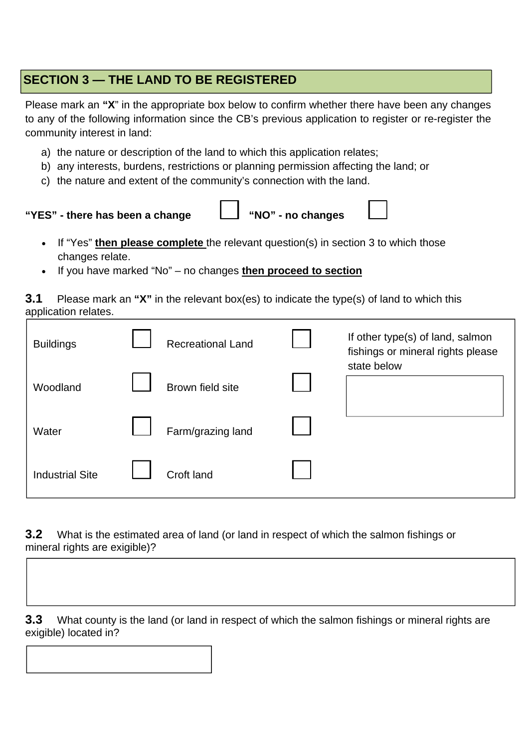## SECTION 3 — THE LAND TO BE REGISTERED

Please mark an **"X"** in the appropriate box below to confirm whether there have been any changes to any of the following information since the CB's previous application to register or re-register the community interest in land:

a) the nature or description of the land to which this application relates;
b) any interests, burdens, restrictions or planning permission affecting the land; or
c) the nature and extent of the community's connection with the land.

**"YES" - there has been a change** ☐ **"NO" - no changes** ☐

- If "Yes" **then please complete** the relevant question(s) in section 3 to which those changes relate.
- If you have marked "No" – no changes **then proceed to section**

**3.1** Please mark an **"X"** in the relevant box(es) to indicate the type(s) of land to which this application relates.

| | | | | |
|---|---|---|---|---|
| Buildings | ☐ | Recreational Land | ☐ | If other type(s) of land, salmon fishings or mineral rights please state below |
| Woodland | ☐ | Brown field site | ☐ | |
| Water | ☐ | Farm/grazing land | ☐ | |
| Industrial Site | ☐ | Croft land | ☐ | |

**3.2** What is the estimated area of land (or land in respect of which the salmon fishings or mineral rights are exigible)?

| |
|---|
| |

**3.3** What county is the land (or land in respect of which the salmon fishings or mineral rights are exigible) located in?

| |
|---|
| |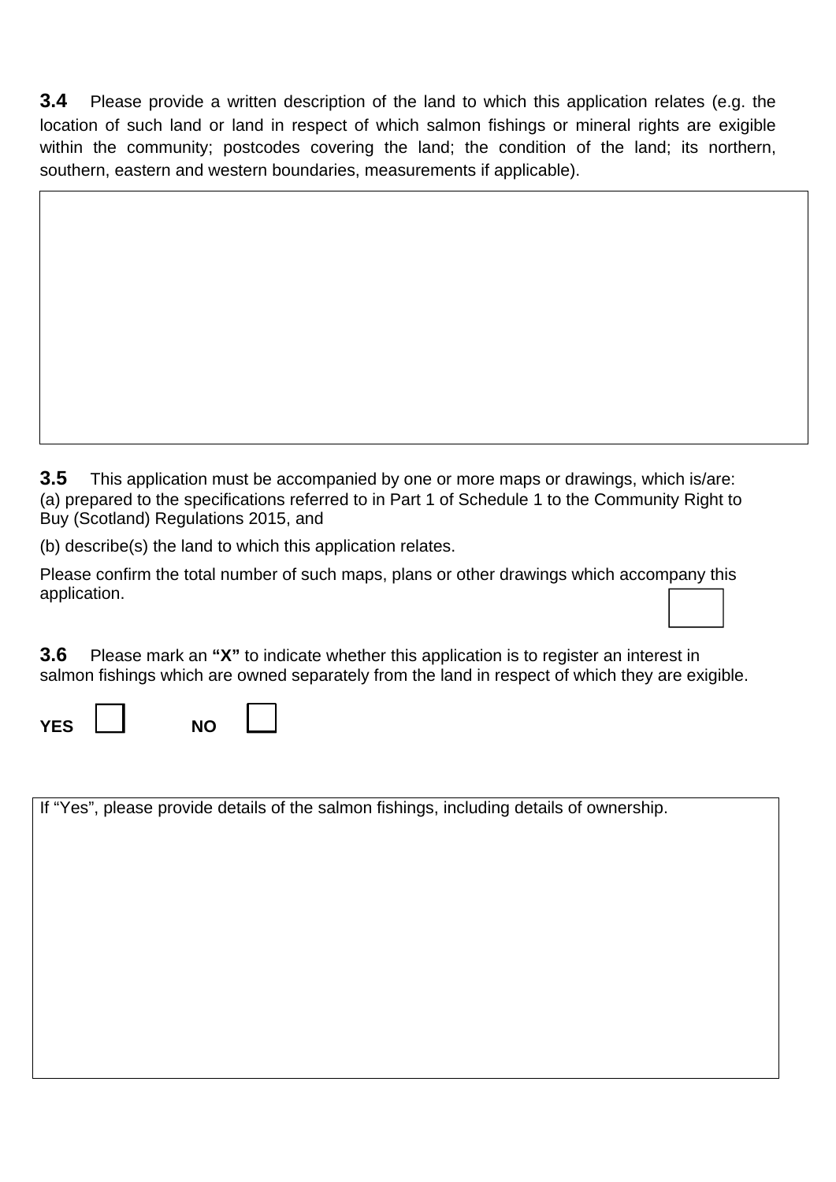**3.4** Please provide a written description of the land to which this application relates (e.g. the location of such land or land in respect of which salmon fishings or mineral rights are exigible within the community; postcodes covering the land; the condition of the land; its northern, southern, eastern and western boundaries, measurements if applicable).

| |
|---|
| |

**3.5** This application must be accompanied by one or more maps or drawings, which is/are:
(a) prepared to the specifications referred to in Part 1 of Schedule 1 to the Community Right to Buy (Scotland) Regulations 2015, and

(b) describe(s) the land to which this application relates.

Please confirm the total number of such maps, plans or other drawings which accompany this application.

☐

**3.6** Please mark an **"X"** to indicate whether this application is to register an interest in salmon fishings which are owned separately from the land in respect of which they are exigible.

**YES** ☐ **NO** ☐

| If "Yes", please provide details of the salmon fishings, including details of ownership. |
|---|
| |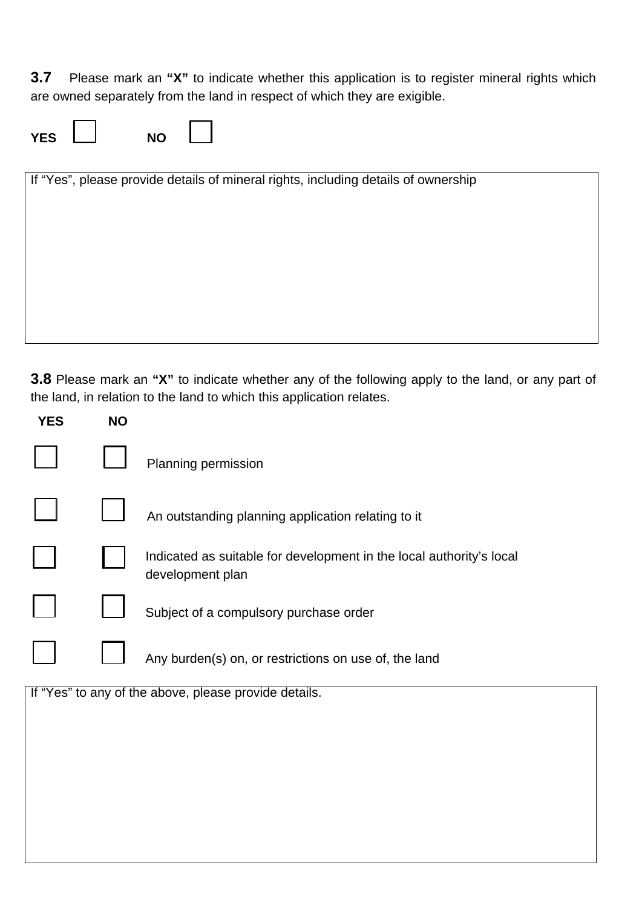**3.7** Please mark an **"X"** to indicate whether this application is to register mineral rights which are owned separately from the land in respect of which they are exigible.

**YES** ☐ **NO** ☐

| If "Yes", please provide details of mineral rights, including details of ownership |
| --- |
| |

**3.8** Please mark an **"X"** to indicate whether any of the following apply to the land, or any part of the land, in relation to the land to which this application relates.

| YES | NO | |
| --- | --- | --- |
| ☐ | ☐ | Planning permission |
| ☐ | ☐ | An outstanding planning application relating to it |
| ☐ | ☐ | Indicated as suitable for development in the local authority's local development plan |
| ☐ | ☐ | Subject of a compulsory purchase order |
| ☐ | ☐ | Any burden(s) on, or restrictions on use of, the land |

| If "Yes" to any of the above, please provide details. |
| --- |
| |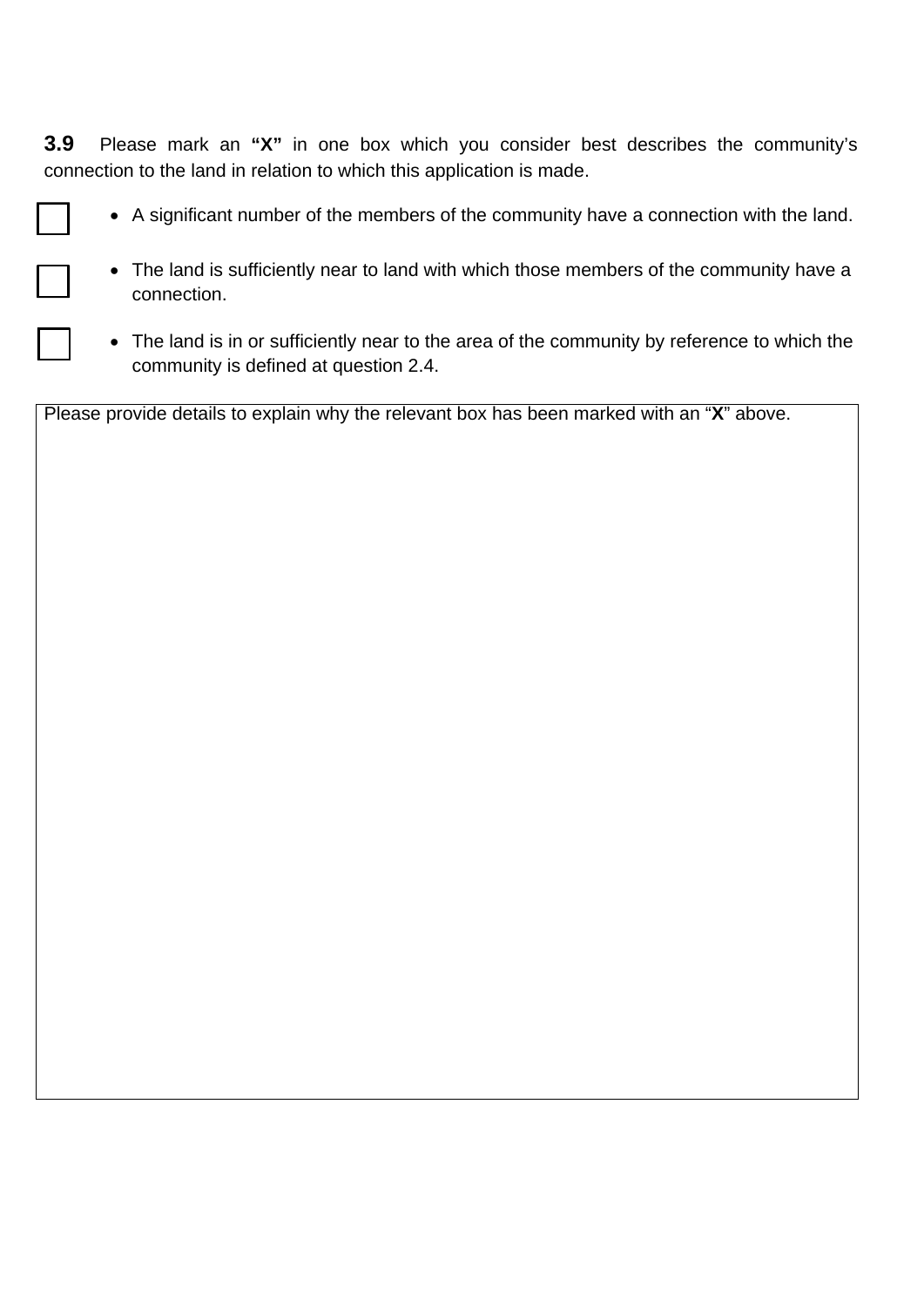**3.9** Please mark an **"X"** in one box which you consider best describes the community's connection to the land in relation to which this application is made.

- ☐ A significant number of the members of the community have a connection with the land.
- ☐ The land is sufficiently near to land with which those members of the community have a connection.
- ☐ The land is in or sufficiently near to the area of the community by reference to which the community is defined at question 2.4.

| Please provide details to explain why the relevant box has been marked with an "**X**" above. |
| --- |
| |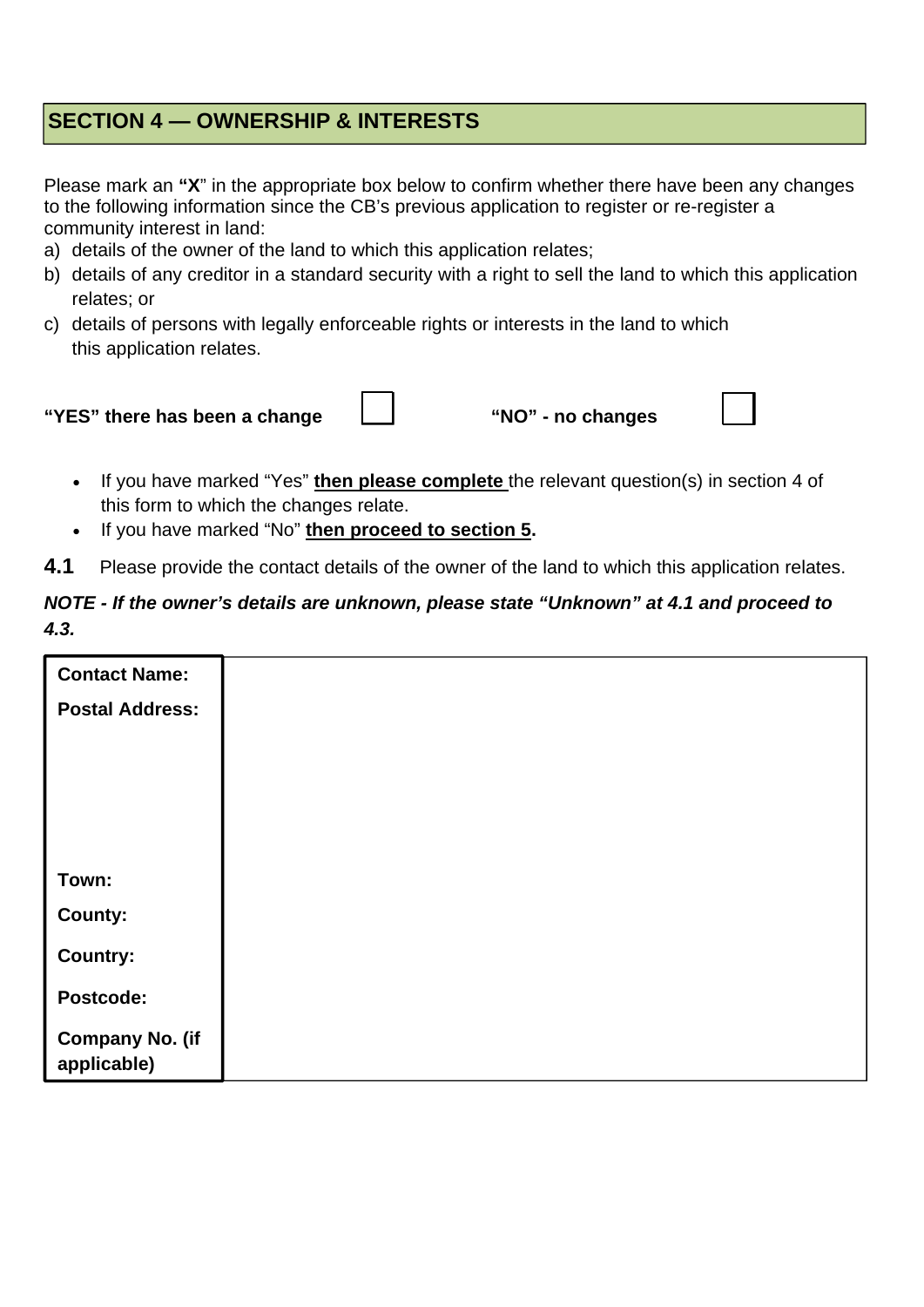## SECTION 4 — OWNERSHIP & INTERESTS

Please mark an **"X"** in the appropriate box below to confirm whether there have been any changes to the following information since the CB's previous application to register or re-register a community interest in land:

a) details of the owner of the land to which this application relates;
b) details of any creditor in a standard security with a right to sell the land to which this application relates; or
c) details of persons with legally enforceable rights or interests in the land to which this application relates.

**"YES" there has been a change** ☐ **"NO" - no changes** ☐

- If you have marked "Yes" **then please complete** the relevant question(s) in section 4 of this form to which the changes relate.
- If you have marked "No" **then proceed to section 5.**

**4.1** Please provide the contact details of the owner of the land to which this application relates.

***NOTE - If the owner's details are unknown, please state "Unknown" at 4.1 and proceed to 4.3.***

| | |
|---|---|
| **Contact Name:** | |
| **Postal Address:** | |
| **Town:** | |
| **County:** | |
| **Country:** | |
| **Postcode:** | |
| **Company No. (if applicable)** | |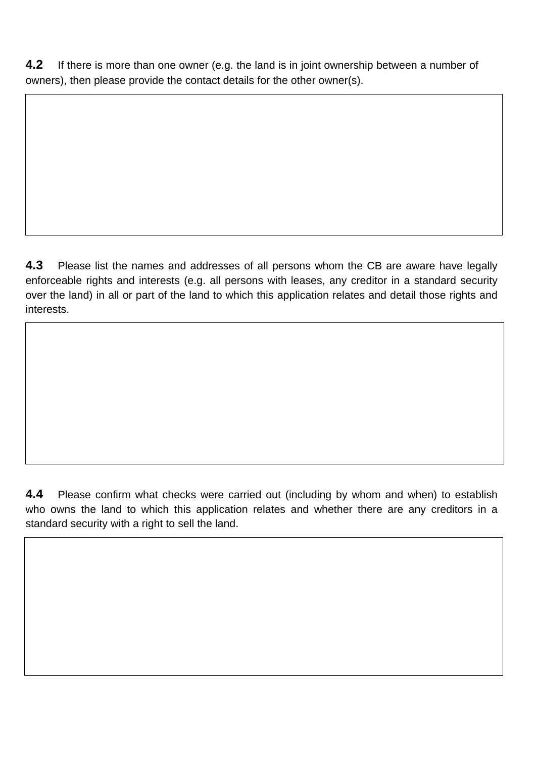**4.2** If there is more than one owner (e.g. the land is in joint ownership between a number of owners), then please provide the contact details for the other owner(s).

|   |
|---|
|   |

**4.3** Please list the names and addresses of all persons whom the CB are aware have legally enforceable rights and interests (e.g. all persons with leases, any creditor in a standard security over the land) in all or part of the land to which this application relates and detail those rights and interests.

|   |
|---|
|   |

**4.4** Please confirm what checks were carried out (including by whom and when) to establish who owns the land to which this application relates and whether there are any creditors in a standard security with a right to sell the land.

|   |
|---|
|   |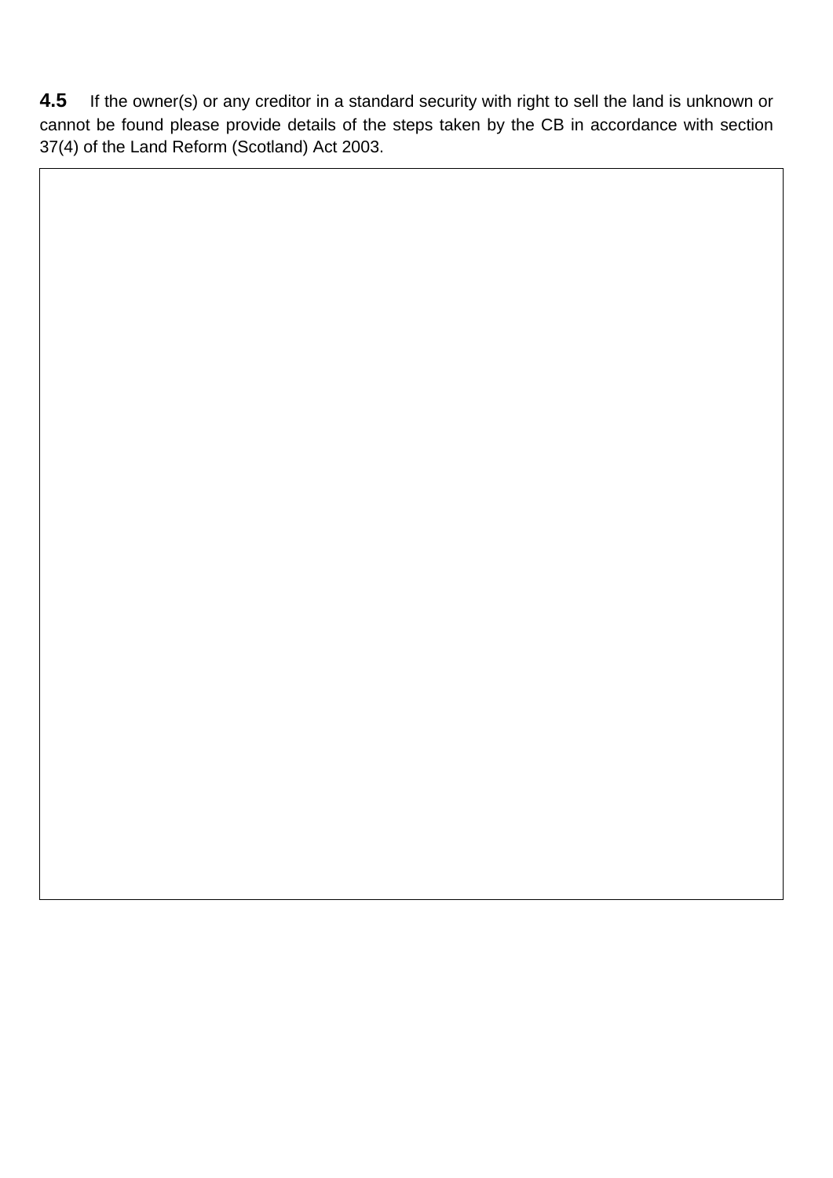**4.5** If the owner(s) or any creditor in a standard security with right to sell the land is unknown or cannot be found please provide details of the steps taken by the CB in accordance with section 37(4) of the Land Reform (Scotland) Act 2003.

|   |
|---|
|   |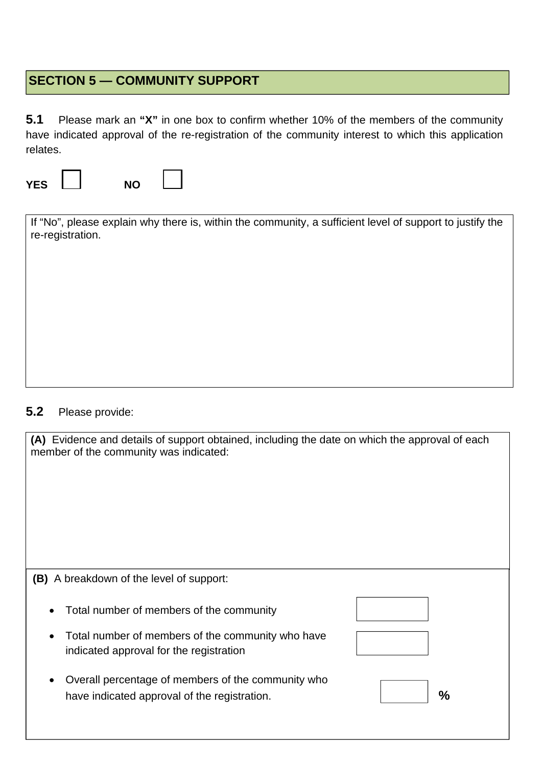## SECTION 5 — COMMUNITY SUPPORT

**5.1** Please mark an **"X"** in one box to confirm whether 10% of the members of the community have indicated approval of the re-registration of the community interest to which this application relates.

**YES** ☐ **NO** ☐

If "No", please explain why there is, within the community, a sufficient level of support to justify the re-registration.

**5.2** Please provide:

**(A)** Evidence and details of support obtained, including the date on which the approval of each member of the community was indicated:

**(B)** A breakdown of the level of support:

- Total number of members of the community
- Total number of members of the community who have indicated approval for the registration
- Overall percentage of members of the community who have indicated approval of the registration. **%**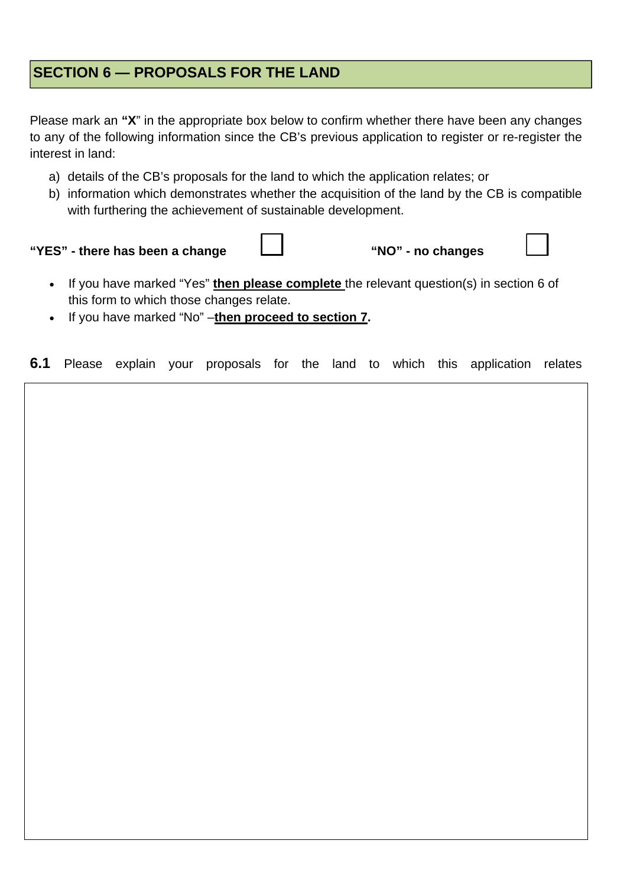## SECTION 6 — PROPOSALS FOR THE LAND

Please mark an **"X"** in the appropriate box below to confirm whether there have been any changes to any of the following information since the CB's previous application to register or re-register the interest in land:

a) details of the CB's proposals for the land to which the application relates; or
b) information which demonstrates whether the acquisition of the land by the CB is compatible with furthering the achievement of sustainable development.

**"YES" - there has been a change** ☐ **"NO" - no changes** ☐

- If you have marked "Yes" **then please complete** the relevant question(s) in section 6 of this form to which those changes relate.
- If you have marked "No" –**then proceed to section 7.**

**6.1** Please explain your proposals for the land to which this application relates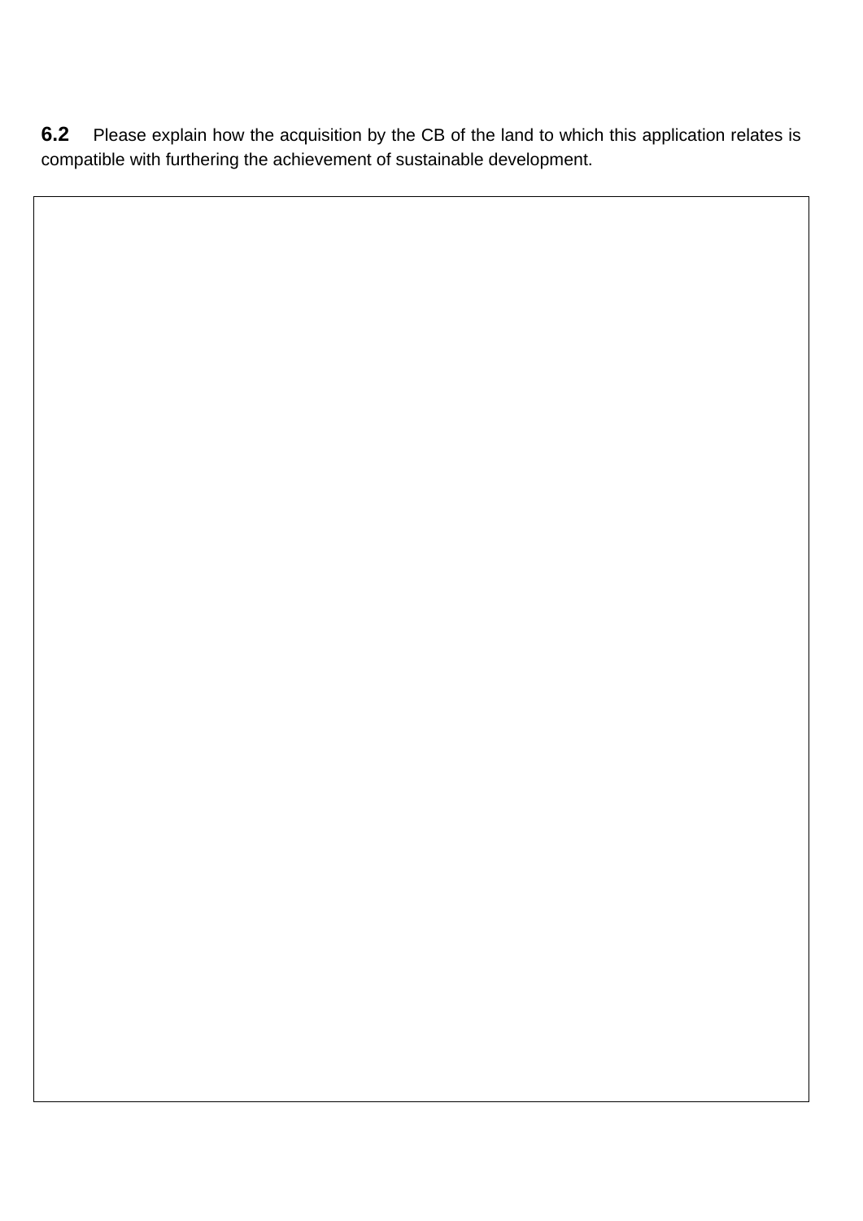**6.2** Please explain how the acquisition by the CB of the land to which this application relates is compatible with furthering the achievement of sustainable development.

| |
|---|
| |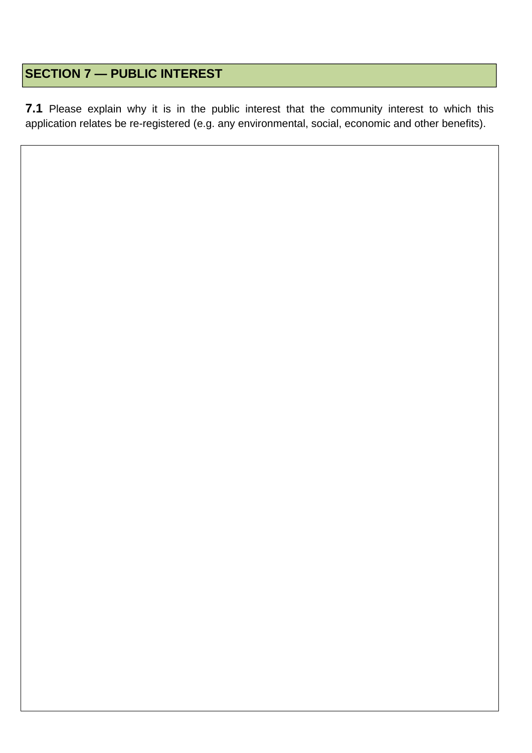## SECTION 7 — PUBLIC INTEREST

**7.1** Please explain why it is in the public interest that the community interest to which this application relates be re-registered (e.g. any environmental, social, economic and other benefits).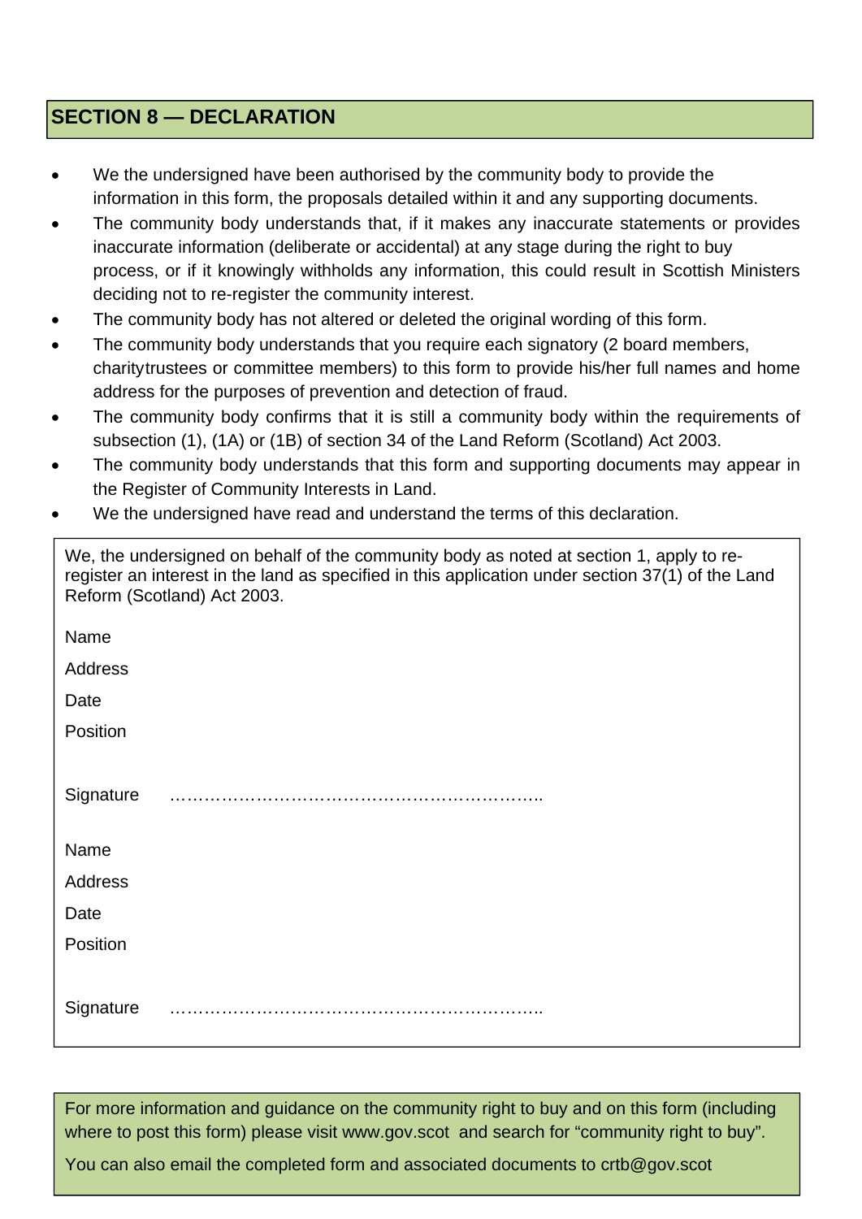## SECTION 8 — DECLARATION

- We the undersigned have been authorised by the community body to provide the information in this form, the proposals detailed within it and any supporting documents.
- The community body understands that, if it makes any inaccurate statements or provides inaccurate information (deliberate or accidental) at any stage during the right to buy process, or if it knowingly withholds any information, this could result in Scottish Ministers deciding not to re-register the community interest.
- The community body has not altered or deleted the original wording of this form.
- The community body understands that you require each signatory (2 board members, charitytrustees or committee members) to this form to provide his/her full names and home address for the purposes of prevention and detection of fraud.
- The community body confirms that it is still a community body within the requirements of subsection (1), (1A) or (1B) of section 34 of the Land Reform (Scotland) Act 2003.
- The community body understands that this form and supporting documents may appear in the Register of Community Interests in Land.
- We the undersigned have read and understand the terms of this declaration.

We, the undersigned on behalf of the community body as noted at section 1, apply to re-register an interest in the land as specified in this application under section 37(1) of the Land Reform (Scotland) Act 2003.

Name

Address

Date

Position

Signature ………………………………………………………..

Name

Address

Date

Position

Signature ………………………………………………………..

For more information and guidance on the community right to buy and on this form (including where to post this form) please visit www.gov.scot and search for "community right to buy".

You can also email the completed form and associated documents to crtb@gov.scot